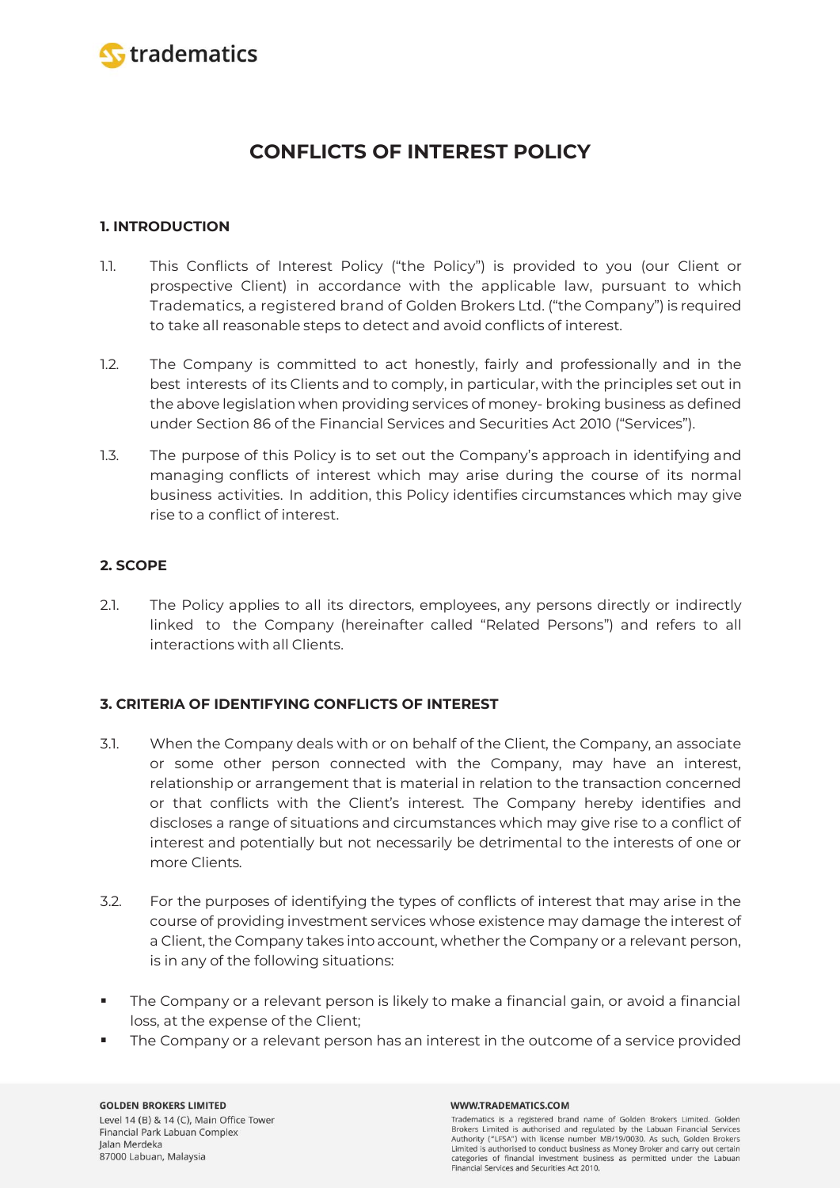# CONFLICTS OF INTEREST POLICY

## 1. INTRODUCTION

1.1. This Conflicts of Interest Policy ("the Policy") is provided to you (our Client or prospective Client) in accordance with the applicable law, pursuant to which Tradematics, a registered brand of Golden Brokers Ltd. ("the Company") is required to take all reasonable steps to detect and avoid conflicts of interest.

1.2. The Company is committed to act honestly, fairly and professionally and in the best interests of its Clients and to comply, in particular, with the principles set out in the above legislation when providing services of money- broking business as defined under Section 86 of the Financial Services and Securities Act 2010 ("Services").

1.3. The purpose of this Policy is to set out the Company's approach in identifying and managing conflicts of interest which may arise during the course of its normal business activities. In addition, this Policy identifies circumstances which may give rise to a conflict of interest.

## 2. SCOPE

2.1. The Policy applies to all its directors, employees, any persons directly or indirectly linked to the Company (hereinafter called "Related Persons") and refers to all interactions with all Clients.

## 3. CRITERIA OF IDENTIFYING CONFLICTS OF INTEREST

3.1. When the Company deals with or on behalf of the Client, the Company, an associate or some other person connected with the Company, may have an interest, relationship or arrangement that is material in relation to the transaction concerned or that conflicts with the Client's interest. The Company hereby identifies and discloses a range of situations and circumstances which may give rise to a conflict of interest and potentially but not necessarily be detrimental to the interests of one or more Clients.

3.2. For the purposes of identifying the types of conflicts of interest that may arise in the course of providing investment services whose existence may damage the interest of a Client, the Company takes into account, whether the Company or a relevant person, is in any of the following situations:

- The Company or a relevant person is likely to make a financial gain, or avoid a financial loss, at the expense of the Client;
- The Company or a relevant person has an interest in the outcome of a service provided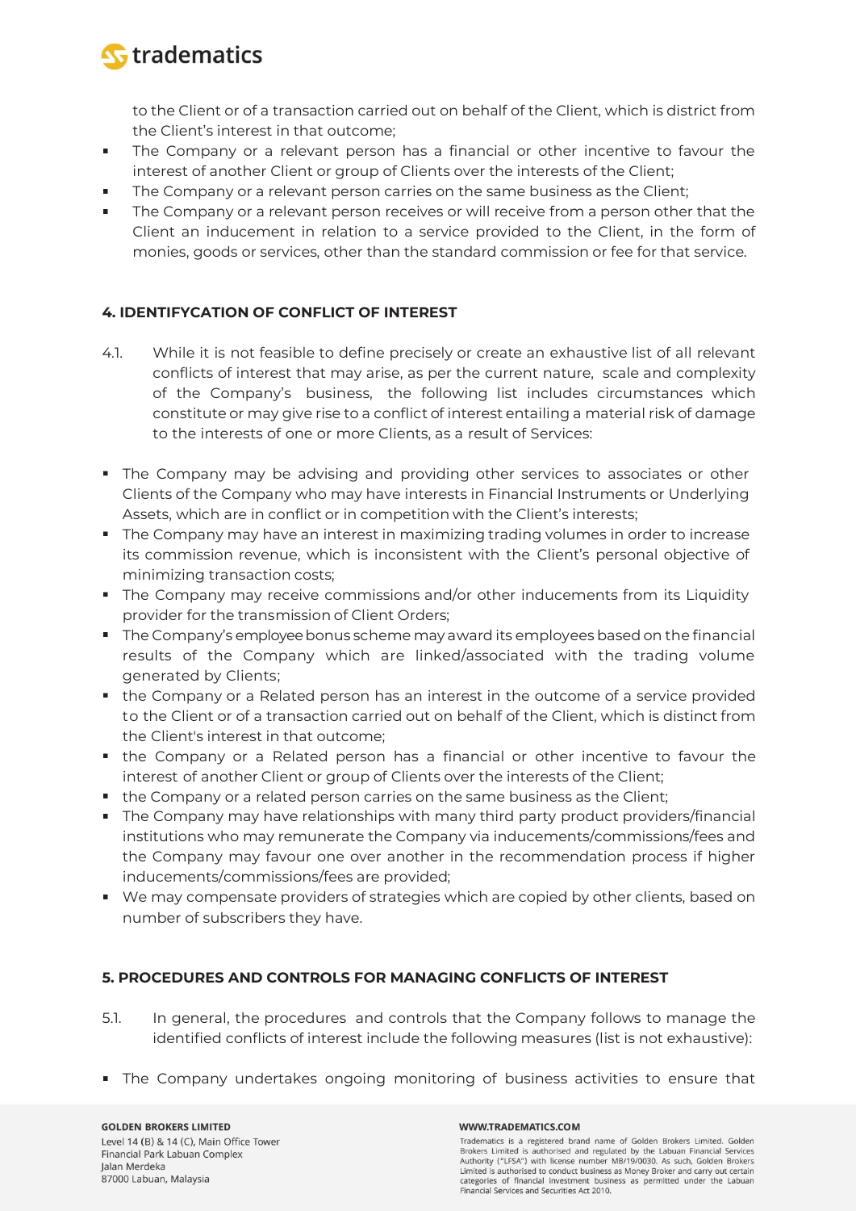to the Client or of a transaction carried out on behalf of the Client, which is district from the Client's interest in that outcome;

- The Company or a relevant person has a financial or other incentive to favour the interest of another Client or group of Clients over the interests of the Client;
- The Company or a relevant person carries on the same business as the Client;
- The Company or a relevant person receives or will receive from a person other that the Client an inducement in relation to a service provided to the Client, in the form of monies, goods or services, other than the standard commission or fee for that service.

## 4. IDENTIFYCATION OF CONFLICT OF INTEREST

4.1. While it is not feasible to define precisely or create an exhaustive list of all relevant conflicts of interest that may arise, as per the current nature, scale and complexity of the Company's business, the following list includes circumstances which constitute or may give rise to a conflict of interest entailing a material risk of damage to the interests of one or more Clients, as a result of Services:

- The Company may be advising and providing other services to associates or other Clients of the Company who may have interests in Financial Instruments or Underlying Assets, which are in conflict or in competition with the Client's interests;
- The Company may have an interest in maximizing trading volumes in order to increase its commission revenue, which is inconsistent with the Client's personal objective of minimizing transaction costs;
- The Company may receive commissions and/or other inducements from its Liquidity provider for the transmission of Client Orders;
- The Company's employee bonus scheme may award its employees based on the financial results of the Company which are linked/associated with the trading volume generated by Clients;
- the Company or a Related person has an interest in the outcome of a service provided to the Client or of a transaction carried out on behalf of the Client, which is distinct from the Client's interest in that outcome;
- the Company or a Related person has a financial or other incentive to favour the interest of another Client or group of Clients over the interests of the Client;
- the Company or a related person carries on the same business as the Client;
- The Company may have relationships with many third party product providers/financial institutions who may remunerate the Company via inducements/commissions/fees and the Company may favour one over another in the recommendation process if higher inducements/commissions/fees are provided;
- We may compensate providers of strategies which are copied by other clients, based on number of subscribers they have.

## 5. PROCEDURES AND CONTROLS FOR MANAGING CONFLICTS OF INTEREST

5.1. In general, the procedures and controls that the Company follows to manage the identified conflicts of interest include the following measures (list is not exhaustive):

- The Company undertakes ongoing monitoring of business activities to ensure that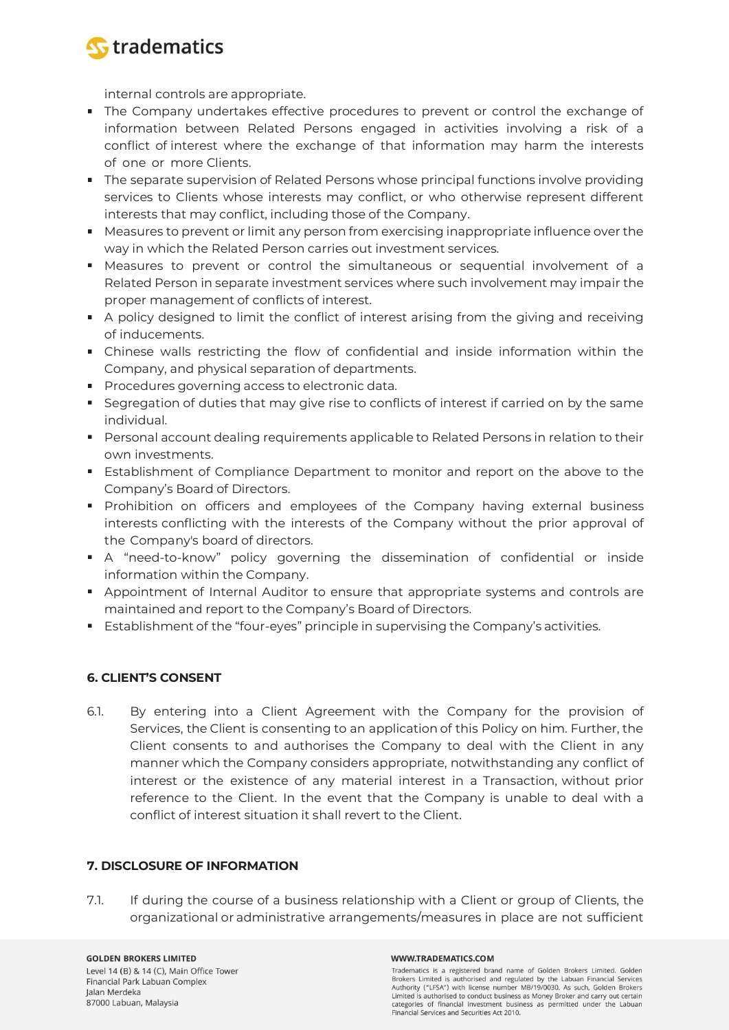internal controls are appropriate.

- The Company undertakes effective procedures to prevent or control the exchange of information between Related Persons engaged in activities involving a risk of a conflict of interest where the exchange of that information may harm the interests of one or more Clients.
- The separate supervision of Related Persons whose principal functions involve providing services to Clients whose interests may conflict, or who otherwise represent different interests that may conflict, including those of the Company.
- Measures to prevent or limit any person from exercising inappropriate influence over the way in which the Related Person carries out investment services.
- Measures to prevent or control the simultaneous or sequential involvement of a Related Person in separate investment services where such involvement may impair the proper management of conflicts of interest.
- A policy designed to limit the conflict of interest arising from the giving and receiving of inducements.
- Chinese walls restricting the flow of confidential and inside information within the Company, and physical separation of departments.
- Procedures governing access to electronic data.
- Segregation of duties that may give rise to conflicts of interest if carried on by the same individual.
- Personal account dealing requirements applicable to Related Persons in relation to their own investments.
- Establishment of Compliance Department to monitor and report on the above to the Company's Board of Directors.
- Prohibition on officers and employees of the Company having external business interests conflicting with the interests of the Company without the prior approval of the Company's board of directors.
- A "need-to-know" policy governing the dissemination of confidential or inside information within the Company.
- Appointment of Internal Auditor to ensure that appropriate systems and controls are maintained and report to the Company's Board of Directors.
- Establishment of the "four-eyes" principle in supervising the Company's activities.

### 6. CLIENT'S CONSENT

6.1. By entering into a Client Agreement with the Company for the provision of Services, the Client is consenting to an application of this Policy on him. Further, the Client consents to and authorises the Company to deal with the Client in any manner which the Company considers appropriate, notwithstanding any conflict of interest or the existence of any material interest in a Transaction, without prior reference to the Client. In the event that the Company is unable to deal with a conflict of interest situation it shall revert to the Client.

### 7. DISCLOSURE OF INFORMATION

7.1. If during the course of a business relationship with a Client or group of Clients, the organizational or administrative arrangements/measures in place are not sufficient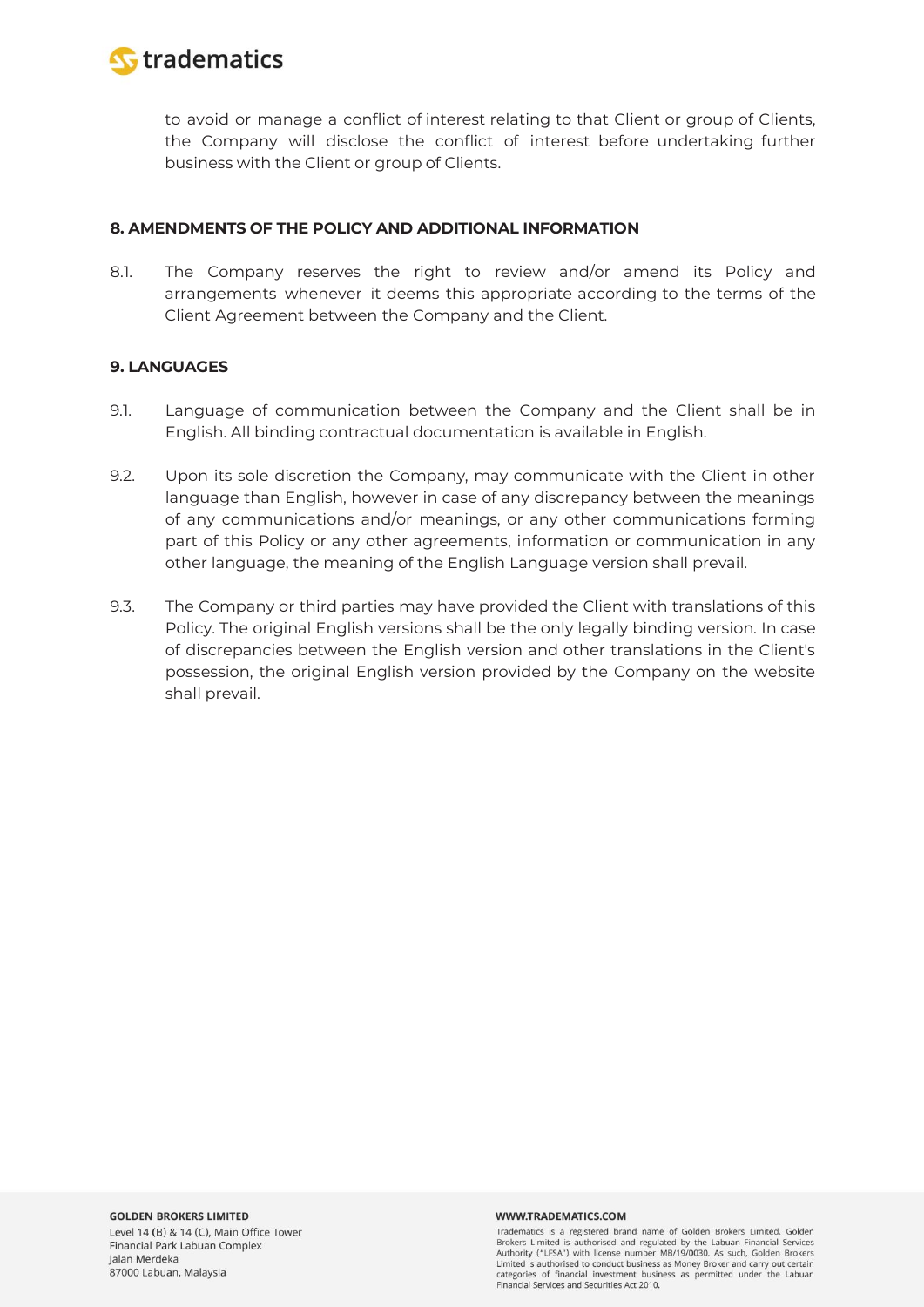to avoid or manage a conflict of interest relating to that Client or group of Clients, the Company will disclose the conflict of interest before undertaking further business with the Client or group of Clients.

## 8. AMENDMENTS OF THE POLICY AND ADDITIONAL INFORMATION

8.1. The Company reserves the right to review and/or amend its Policy and arrangements whenever it deems this appropriate according to the terms of the Client Agreement between the Company and the Client.

## 9. LANGUAGES

9.1. Language of communication between the Company and the Client shall be in English. All binding contractual documentation is available in English.

9.2. Upon its sole discretion the Company, may communicate with the Client in other language than English, however in case of any discrepancy between the meanings of any communications and/or meanings, or any other communications forming part of this Policy or any other agreements, information or communication in any other language, the meaning of the English Language version shall prevail.

9.3. The Company or third parties may have provided the Client with translations of this Policy. The original English versions shall be the only legally binding version. In case of discrepancies between the English version and other translations in the Client's possession, the original English version provided by the Company on the website shall prevail.